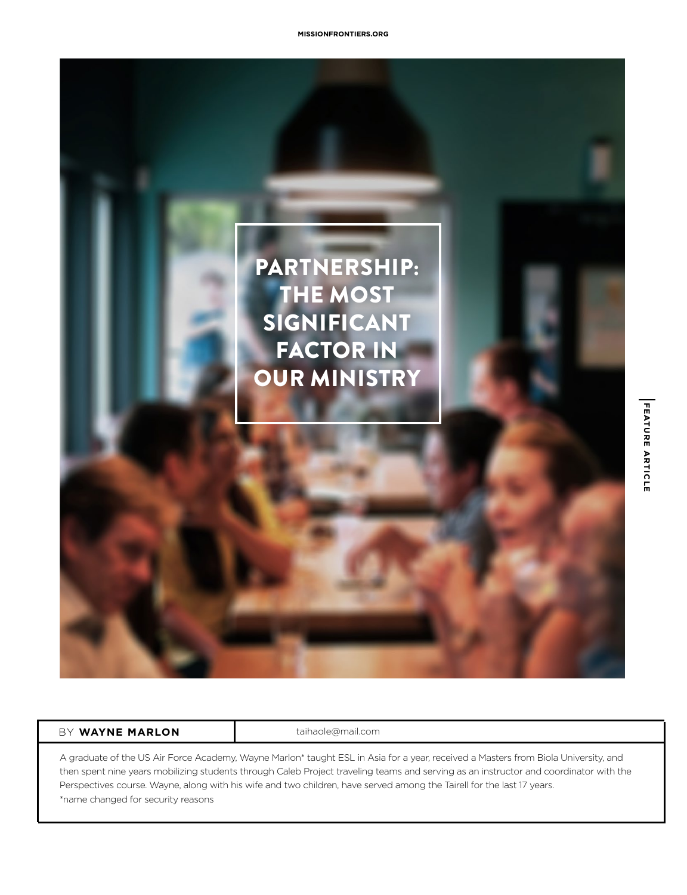# PARTNERSHIP: THE MOST SIGNIFICANT FACTOR IN OUR MINISTRY

FEATURE ARTICLE

BY **WAYNE MARLON**

taihaole@mail.com

A graduate of the US Air Force Academy, Wayne Marlon* taught ESL in Asia for a year, received a Masters from Biola University, and then spent nine years mobilizing students through Caleb Project traveling teams and serving as an instructor and coordinator with the Perspectives course. Wayne, along with his wife and two children, have served among the Tairell for the last 17 years.

*name changed for security reasons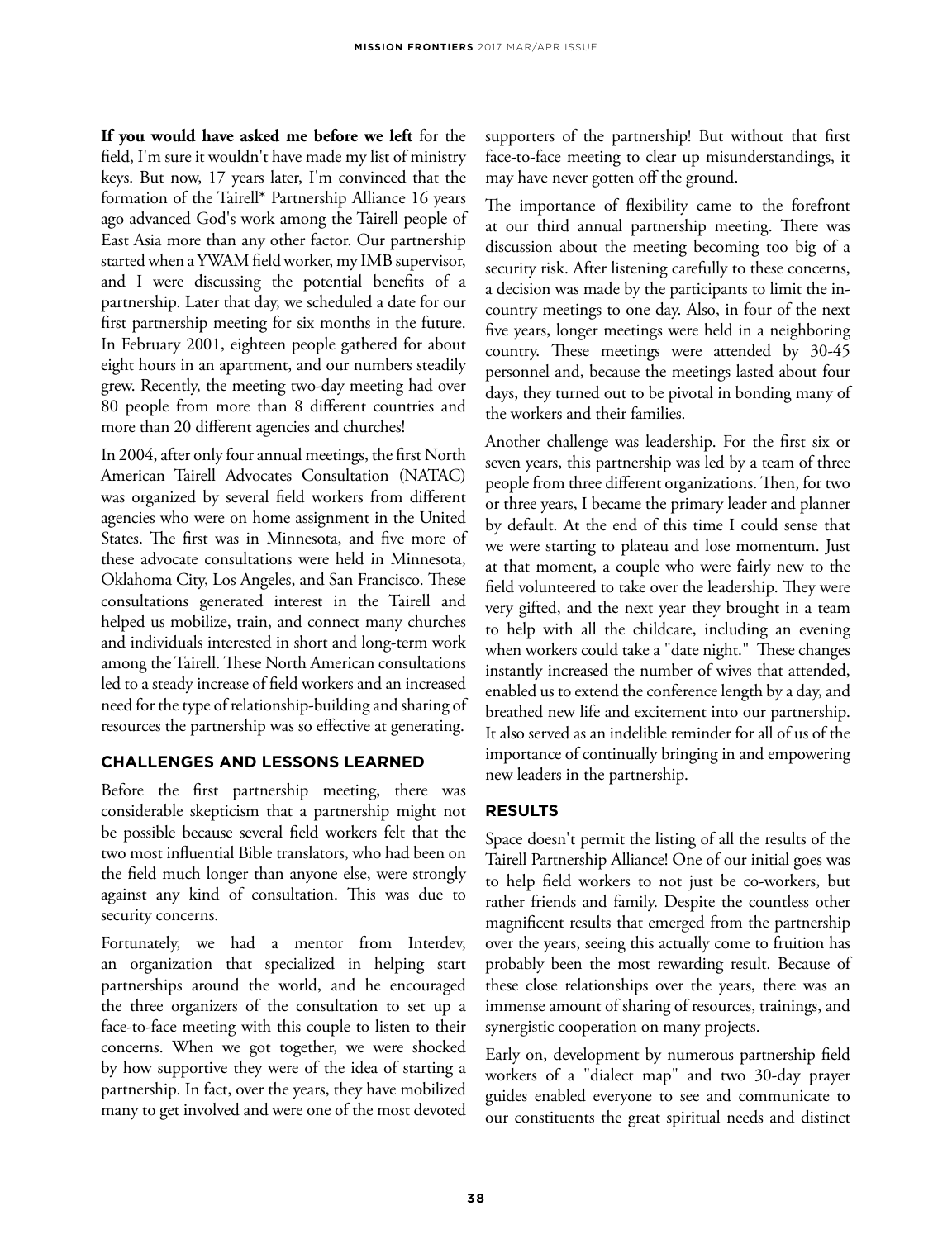**If you would have asked me before we left** for the field, I'm sure it wouldn't have made my list of ministry keys. But now, 17 years later, I'm convinced that the formation of the Tairell* Partnership Alliance 16 years ago advanced God's work among the Tairell people of East Asia more than any other factor. Our partnership started when a YWAM field worker, my IMB supervisor, and I were discussing the potential benefits of a partnership. Later that day, we scheduled a date for our first partnership meeting for six months in the future. In February 2001, eighteen people gathered for about eight hours in an apartment, and our numbers steadily grew. Recently, the meeting two-day meeting had over 80 people from more than 8 different countries and more than 20 different agencies and churches!

In 2004, after only four annual meetings, the first North American Tairell Advocates Consultation (NATAC) was organized by several field workers from different agencies who were on home assignment in the United States. The first was in Minnesota, and five more of these advocate consultations were held in Minnesota, Oklahoma City, Los Angeles, and San Francisco. These consultations generated interest in the Tairell and helped us mobilize, train, and connect many churches and individuals interested in short and long-term work among the Tairell. These North American consultations led to a steady increase of field workers and an increased need for the type of relationship-building and sharing of resources the partnership was so effective at generating.

## CHALLENGES AND LESSONS LEARNED

Before the first partnership meeting, there was considerable skepticism that a partnership might not be possible because several field workers felt that the two most influential Bible translators, who had been on the field much longer than anyone else, were strongly against any kind of consultation. This was due to security concerns.

Fortunately, we had a mentor from Interdev, an organization that specialized in helping start partnerships around the world, and he encouraged the three organizers of the consultation to set up a face-to-face meeting with this couple to listen to their concerns. When we got together, we were shocked by how supportive they were of the idea of starting a partnership. In fact, over the years, they have mobilized many to get involved and were one of the most devoted supporters of the partnership! But without that first face-to-face meeting to clear up misunderstandings, it may have never gotten off the ground.

The importance of flexibility came to the forefront at our third annual partnership meeting. There was discussion about the meeting becoming too big of a security risk. After listening carefully to these concerns, a decision was made by the participants to limit the in-country meetings to one day. Also, in four of the next five years, longer meetings were held in a neighboring country. These meetings were attended by 30-45 personnel and, because the meetings lasted about four days, they turned out to be pivotal in bonding many of the workers and their families.

Another challenge was leadership. For the first six or seven years, this partnership was led by a team of three people from three different organizations. Then, for two or three years, I became the primary leader and planner by default. At the end of this time I could sense that we were starting to plateau and lose momentum. Just at that moment, a couple who were fairly new to the field volunteered to take over the leadership. They were very gifted, and the next year they brought in a team to help with all the childcare, including an evening when workers could take a "date night." These changes instantly increased the number of wives that attended, enabled us to extend the conference length by a day, and breathed new life and excitement into our partnership. It also served as an indelible reminder for all of us of the importance of continually bringing in and empowering new leaders in the partnership.

## RESULTS

Space doesn't permit the listing of all the results of the Tairell Partnership Alliance! One of our initial goes was to help field workers to not just be co-workers, but rather friends and family. Despite the countless other magnificent results that emerged from the partnership over the years, seeing this actually come to fruition has probably been the most rewarding result. Because of these close relationships over the years, there was an immense amount of sharing of resources, trainings, and synergistic cooperation on many projects.

Early on, development by numerous partnership field workers of a "dialect map" and two 30-day prayer guides enabled everyone to see and communicate to our constituents the great spiritual needs and distinct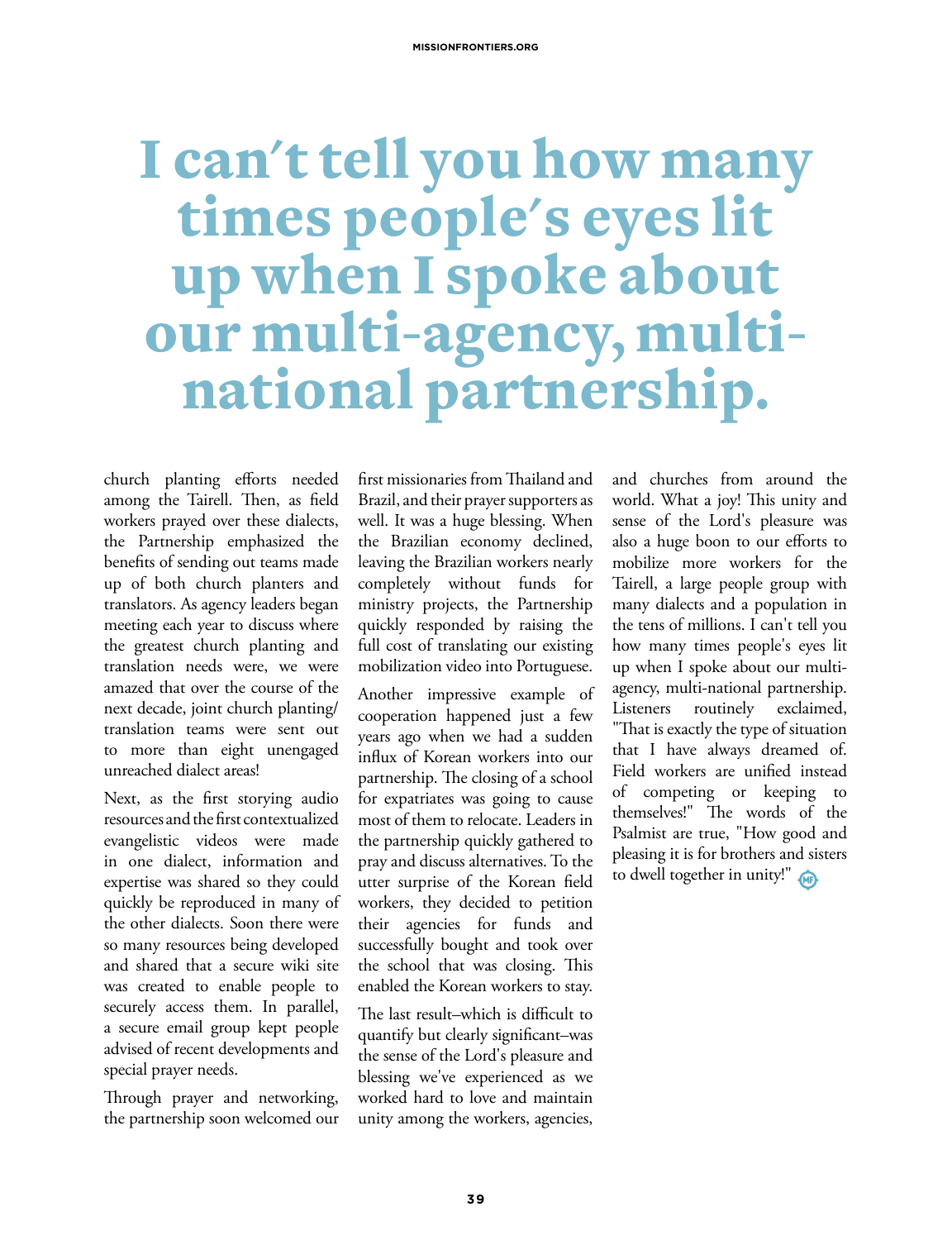> **I can't tell you how many times people's eyes lit up when I spoke about our multi-agency, multi-national partnership.**

church planting efforts needed among the Tairell. Then, as field workers prayed over these dialects, the Partnership emphasized the benefits of sending out teams made up of both church planters and translators. As agency leaders began meeting each year to discuss where the greatest church planting and translation needs were, we were amazed that over the course of the next decade, joint church planting/translation teams were sent out to more than eight unengaged unreached dialect areas!

Next, as the first storying audio resources and the first contextualized evangelistic videos were made in one dialect, information and expertise was shared so they could quickly be reproduced in many of the other dialects. Soon there were so many resources being developed and shared that a secure wiki site was created to enable people to securely access them. In parallel, a secure email group kept people advised of recent developments and special prayer needs.

Through prayer and networking, the partnership soon welcomed our first missionaries from Thailand and Brazil, and their prayer supporters as well. It was a huge blessing. When the Brazilian economy declined, leaving the Brazilian workers nearly completely without funds for ministry projects, the Partnership quickly responded by raising the full cost of translating our existing mobilization video into Portuguese.

Another impressive example of cooperation happened just a few years ago when we had a sudden influx of Korean workers into our partnership. The closing of a school for expatriates was going to cause most of them to relocate. Leaders in the partnership quickly gathered to pray and discuss alternatives. To the utter surprise of the Korean field workers, they decided to petition their agencies for funds and successfully bought and took over the school that was closing. This enabled the Korean workers to stay.

The last result–which is difficult to quantify but clearly significant–was the sense of the Lord's pleasure and blessing we've experienced as we worked hard to love and maintain unity among the workers, agencies, and churches from around the world. What a joy! This unity and sense of the Lord's pleasure was also a huge boon to our efforts to mobilize more workers for the Tairell, a large people group with many dialects and a population in the tens of millions. I can't tell you how many times people's eyes lit up when I spoke about our multi-agency, multi-national partnership. Listeners routinely exclaimed, "That is exactly the type of situation that I have always dreamed of. Field workers are unified instead of competing or keeping to themselves!" The words of the Psalmist are true, "How good and pleasing it is for brothers and sisters to dwell together in unity!"